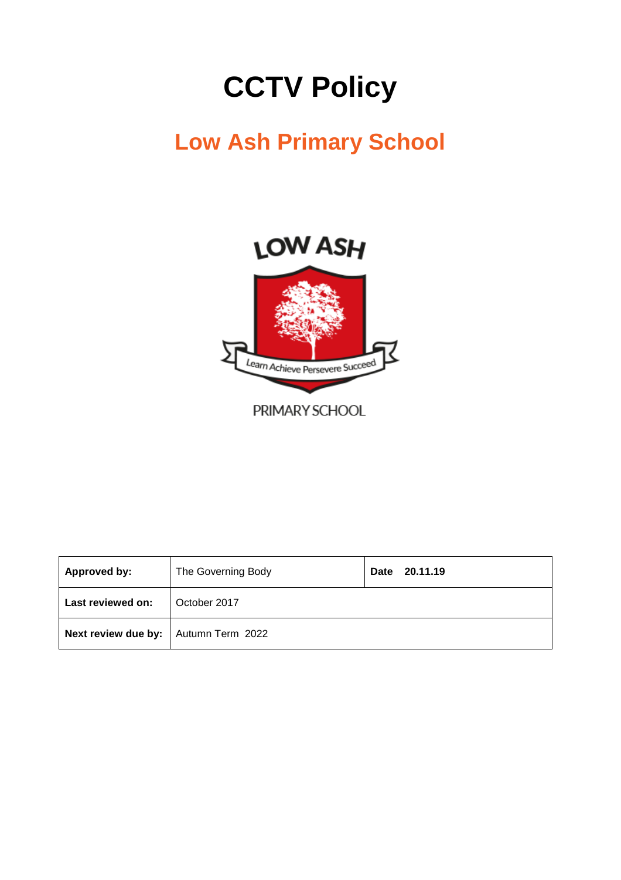# CCTV Policy

## Low Ash Primary School

| Approved by: | The Governing Body | Date 20.11.19 |
|---|---|---|
| Last reviewed on: | October 2017 | |
| Next review due by: | Autumn Term 2022 | |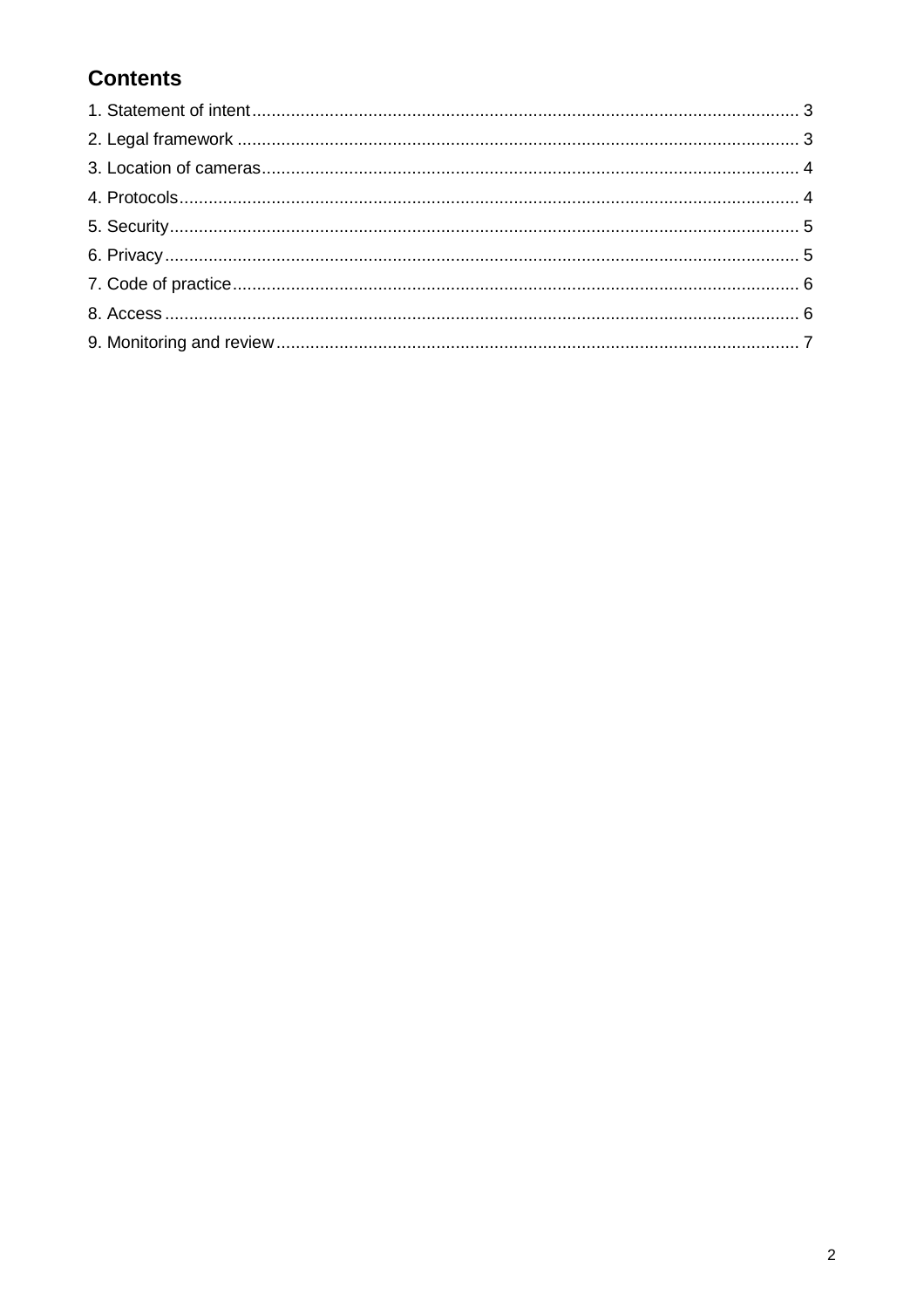## Contents

1. Statement of intent ........ 3
2. Legal framework ........ 3
3. Location of cameras ........ 4
4. Protocols ........ 4
5. Security ........ 5
6. Privacy ........ 5
7. Code of practice ........ 6
8. Access ........ 6
9. Monitoring and review ........ 7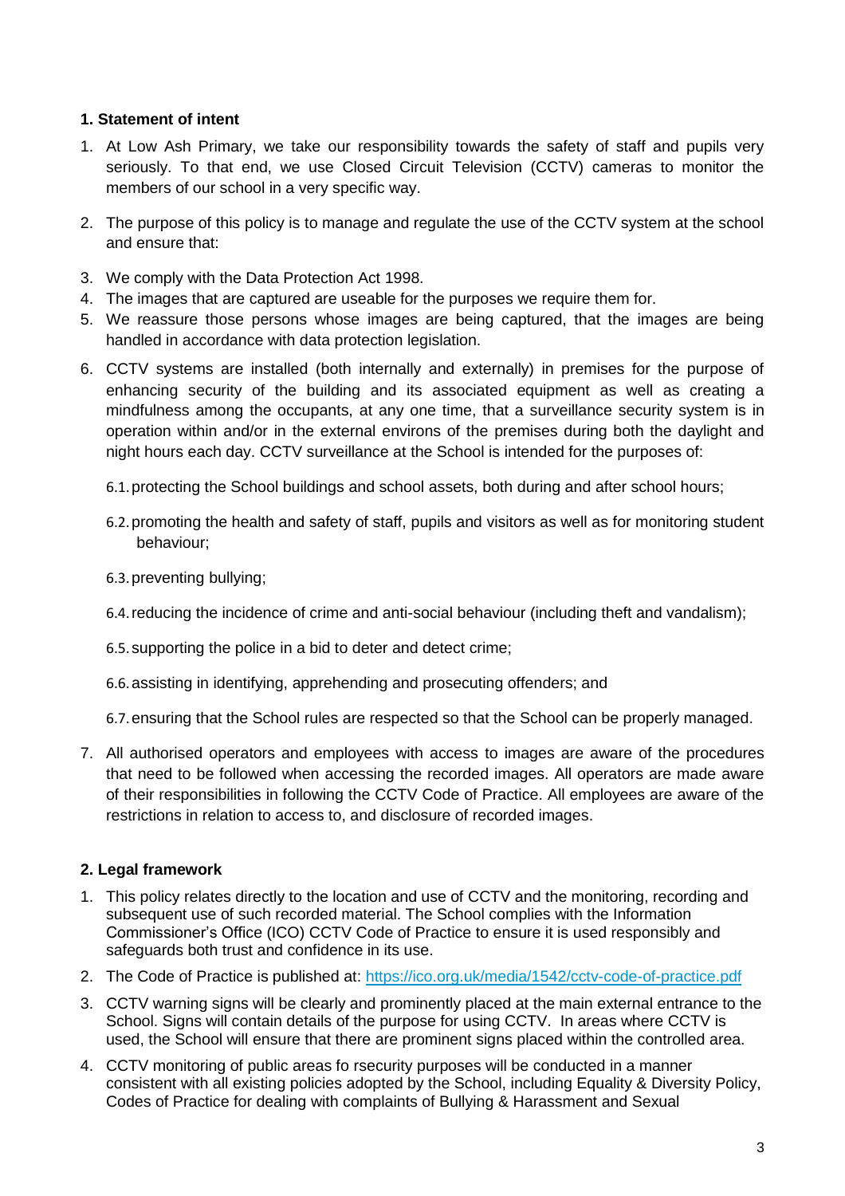## 1. Statement of intent

1. At Low Ash Primary, we take our responsibility towards the safety of staff and pupils very seriously. To that end, we use Closed Circuit Television (CCTV) cameras to monitor the members of our school in a very specific way.
2. The purpose of this policy is to manage and regulate the use of the CCTV system at the school and ensure that:
3. We comply with the Data Protection Act 1998.
4. The images that are captured are useable for the purposes we require them for.
5. We reassure those persons whose images are being captured, that the images are being handled in accordance with data protection legislation.
6. CCTV systems are installed (both internally and externally) in premises for the purpose of enhancing security of the building and its associated equipment as well as creating a mindfulness among the occupants, at any one time, that a surveillance security system is in operation within and/or in the external environs of the premises during both the daylight and night hours each day. CCTV surveillance at the School is intended for the purposes of:
   - 6.1. protecting the School buildings and school assets, both during and after school hours;
   - 6.2. promoting the health and safety of staff, pupils and visitors as well as for monitoring student behaviour;
   - 6.3. preventing bullying;
   - 6.4. reducing the incidence of crime and anti-social behaviour (including theft and vandalism);
   - 6.5. supporting the police in a bid to deter and detect crime;
   - 6.6. assisting in identifying, apprehending and prosecuting offenders; and
   - 6.7. ensuring that the School rules are respected so that the School can be properly managed.
7. All authorised operators and employees with access to images are aware of the procedures that need to be followed when accessing the recorded images. All operators are made aware of their responsibilities in following the CCTV Code of Practice. All employees are aware of the restrictions in relation to access to, and disclosure of recorded images.

## 2. Legal framework

1. This policy relates directly to the location and use of CCTV and the monitoring, recording and subsequent use of such recorded material. The School complies with the Information Commissioner's Office (ICO) CCTV Code of Practice to ensure it is used responsibly and safeguards both trust and confidence in its use.
2. The Code of Practice is published at: [https://ico.org.uk/media/1542/cctv-code-of-practice.pdf](https://ico.org.uk/media/1542/cctv-code-of-practice.pdf)
3. CCTV warning signs will be clearly and prominently placed at the main external entrance to the School. Signs will contain details of the purpose for using CCTV. In areas where CCTV is used, the School will ensure that there are prominent signs placed within the controlled area.
4. CCTV monitoring of public areas fo rsecurity purposes will be conducted in a manner consistent with all existing policies adopted by the School, including Equality & Diversity Policy, Codes of Practice for dealing with complaints of Bullying & Harassment and Sexual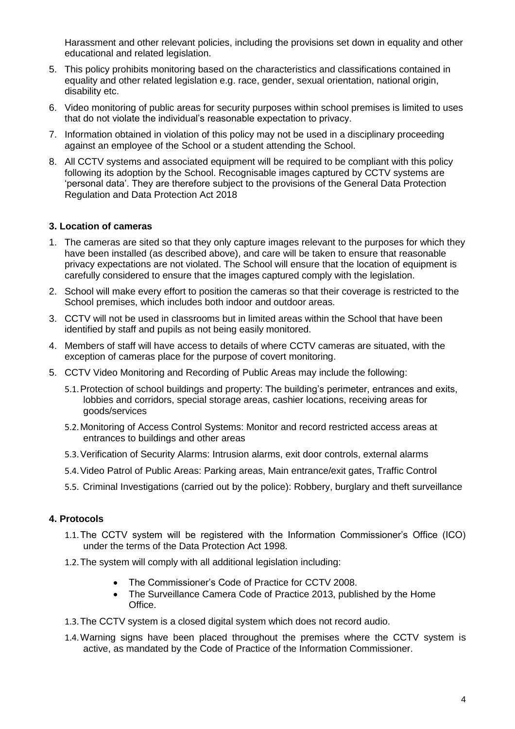Harassment and other relevant policies, including the provisions set down in equality and other educational and related legislation.

5. This policy prohibits monitoring based on the characteristics and classifications contained in equality and other related legislation e.g. race, gender, sexual orientation, national origin, disability etc.
6. Video monitoring of public areas for security purposes within school premises is limited to uses that do not violate the individual's reasonable expectation to privacy.
7. Information obtained in violation of this policy may not be used in a disciplinary proceeding against an employee of the School or a student attending the School.
8. All CCTV systems and associated equipment will be required to be compliant with this policy following its adoption by the School. Recognisable images captured by CCTV systems are 'personal data'. They are therefore subject to the provisions of the General Data Protection Regulation and Data Protection Act 2018

### 3. Location of cameras

1. The cameras are sited so that they only capture images relevant to the purposes for which they have been installed (as described above), and care will be taken to ensure that reasonable privacy expectations are not violated. The School will ensure that the location of equipment is carefully considered to ensure that the images captured comply with the legislation.
2. School will make every effort to position the cameras so that their coverage is restricted to the School premises, which includes both indoor and outdoor areas.
3. CCTV will not be used in classrooms but in limited areas within the School that have been identified by staff and pupils as not being easily monitored.
4. Members of staff will have access to details of where CCTV cameras are situated, with the exception of cameras place for the purpose of covert monitoring.
5. CCTV Video Monitoring and Recording of Public Areas may include the following:
   - 5.1. Protection of school buildings and property: The building's perimeter, entrances and exits, lobbies and corridors, special storage areas, cashier locations, receiving areas for goods/services
   - 5.2. Monitoring of Access Control Systems: Monitor and record restricted access areas at entrances to buildings and other areas
   - 5.3. Verification of Security Alarms: Intrusion alarms, exit door controls, external alarms
   - 5.4. Video Patrol of Public Areas: Parking areas, Main entrance/exit gates, Traffic Control
   - 5.5. Criminal Investigations (carried out by the police): Robbery, burglary and theft surveillance

### 4. Protocols

- 1.1. The CCTV system will be registered with the Information Commissioner's Office (ICO) under the terms of the Data Protection Act 1998.
- 1.2. The system will comply with all additional legislation including:
  - The Commissioner's Code of Practice for CCTV 2008.
  - The Surveillance Camera Code of Practice 2013, published by the Home Office.
- 1.3. The CCTV system is a closed digital system which does not record audio.
- 1.4. Warning signs have been placed throughout the premises where the CCTV system is active, as mandated by the Code of Practice of the Information Commissioner.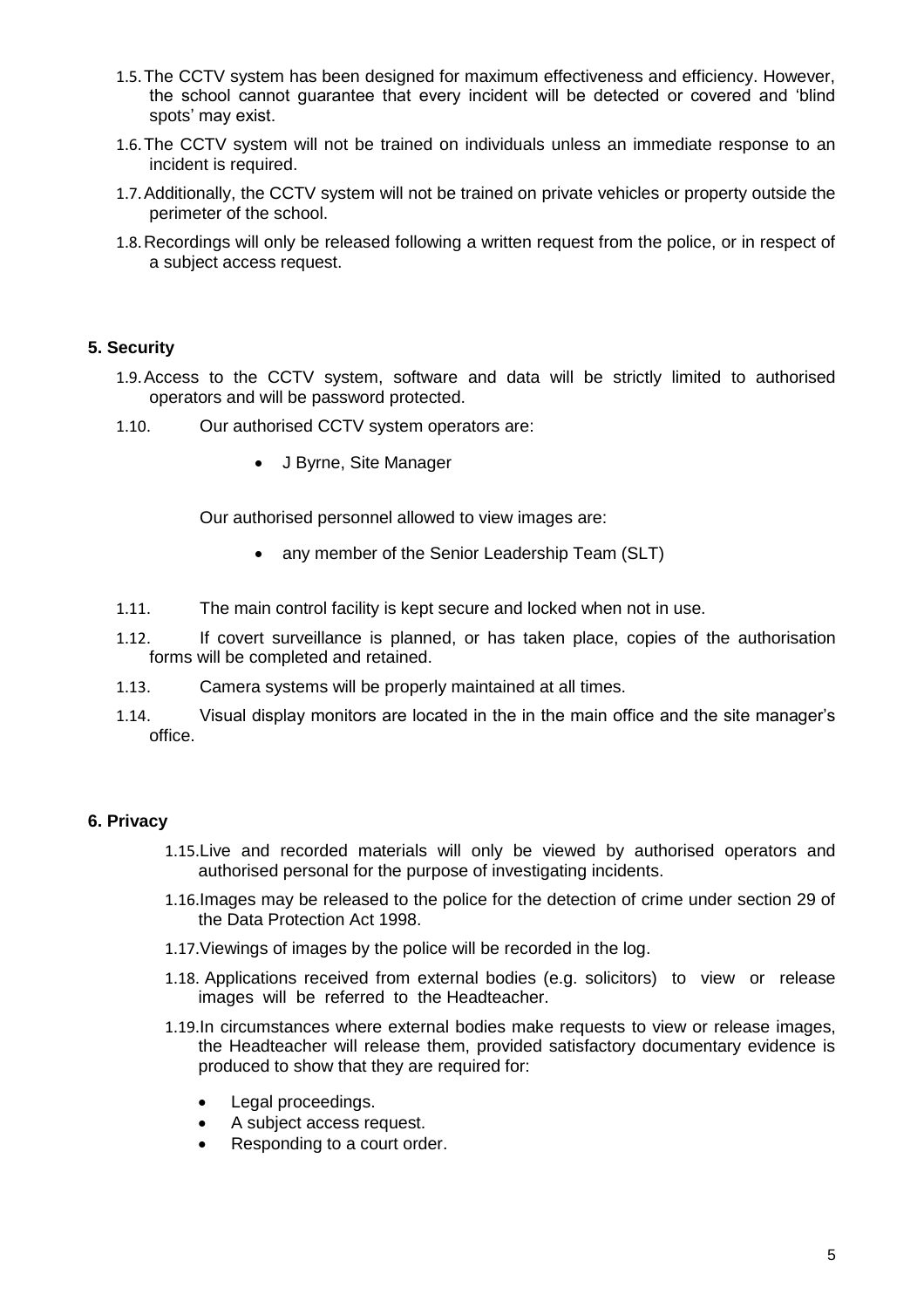1.5. The CCTV system has been designed for maximum effectiveness and efficiency. However, the school cannot guarantee that every incident will be detected or covered and 'blind spots' may exist.

1.6. The CCTV system will not be trained on individuals unless an immediate response to an incident is required.

1.7. Additionally, the CCTV system will not be trained on private vehicles or property outside the perimeter of the school.

1.8. Recordings will only be released following a written request from the police, or in respect of a subject access request.

## 5. Security

1.9. Access to the CCTV system, software and data will be strictly limited to authorised operators and will be password protected.

1.10. Our authorised CCTV system operators are:

- J Byrne, Site Manager

Our authorised personnel allowed to view images are:

- any member of the Senior Leadership Team (SLT)

1.11. The main control facility is kept secure and locked when not in use.

1.12. If covert surveillance is planned, or has taken place, copies of the authorisation forms will be completed and retained.

1.13. Camera systems will be properly maintained at all times.

1.14. Visual display monitors are located in the in the main office and the site manager's office.

## 6. Privacy

1.15. Live and recorded materials will only be viewed by authorised operators and authorised personal for the purpose of investigating incidents.

1.16. Images may be released to the police for the detection of crime under section 29 of the Data Protection Act 1998.

1.17. Viewings of images by the police will be recorded in the log.

1.18. Applications received from external bodies (e.g. solicitors) to view or release images will be referred to the Headteacher.

1.19. In circumstances where external bodies make requests to view or release images, the Headteacher will release them, provided satisfactory documentary evidence is produced to show that they are required for:

- Legal proceedings.
- A subject access request.
- Responding to a court order.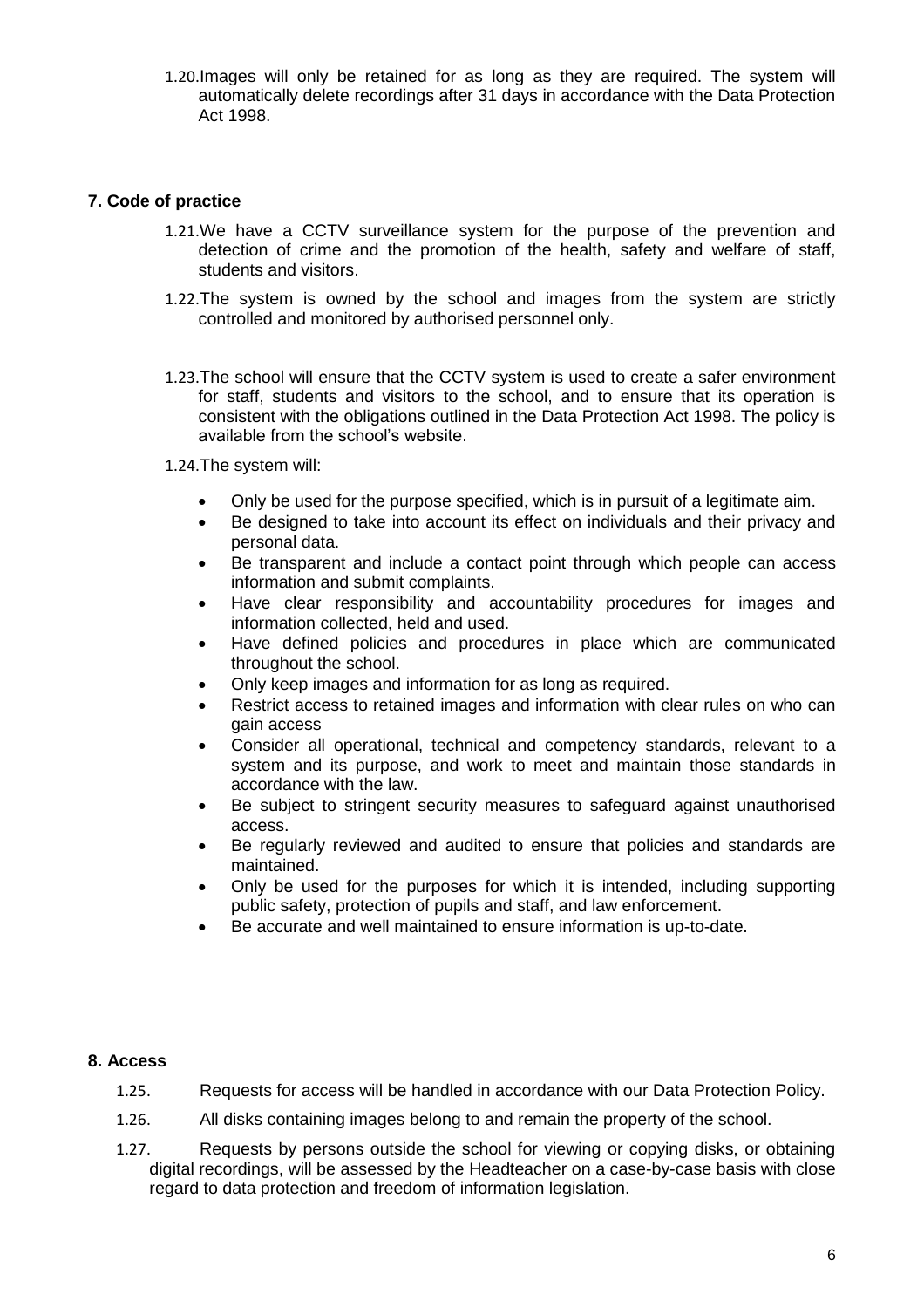1.20. Images will only be retained for as long as they are required. The system will automatically delete recordings after 31 days in accordance with the Data Protection Act 1998.

## 7. Code of practice

1.21. We have a CCTV surveillance system for the purpose of the prevention and detection of crime and the promotion of the health, safety and welfare of staff, students and visitors.

1.22. The system is owned by the school and images from the system are strictly controlled and monitored by authorised personnel only.

1.23. The school will ensure that the CCTV system is used to create a safer environment for staff, students and visitors to the school, and to ensure that its operation is consistent with the obligations outlined in the Data Protection Act 1998. The policy is available from the school's website.

1.24. The system will:

- Only be used for the purpose specified, which is in pursuit of a legitimate aim.
- Be designed to take into account its effect on individuals and their privacy and personal data.
- Be transparent and include a contact point through which people can access information and submit complaints.
- Have clear responsibility and accountability procedures for images and information collected, held and used.
- Have defined policies and procedures in place which are communicated throughout the school.
- Only keep images and information for as long as required.
- Restrict access to retained images and information with clear rules on who can gain access
- Consider all operational, technical and competency standards, relevant to a system and its purpose, and work to meet and maintain those standards in accordance with the law.
- Be subject to stringent security measures to safeguard against unauthorised access.
- Be regularly reviewed and audited to ensure that policies and standards are maintained.
- Only be used for the purposes for which it is intended, including supporting public safety, protection of pupils and staff, and law enforcement.
- Be accurate and well maintained to ensure information is up-to-date.

## 8. Access

1.25. Requests for access will be handled in accordance with our Data Protection Policy.

1.26. All disks containing images belong to and remain the property of the school.

1.27. Requests by persons outside the school for viewing or copying disks, or obtaining digital recordings, will be assessed by the Headteacher on a case-by-case basis with close regard to data protection and freedom of information legislation.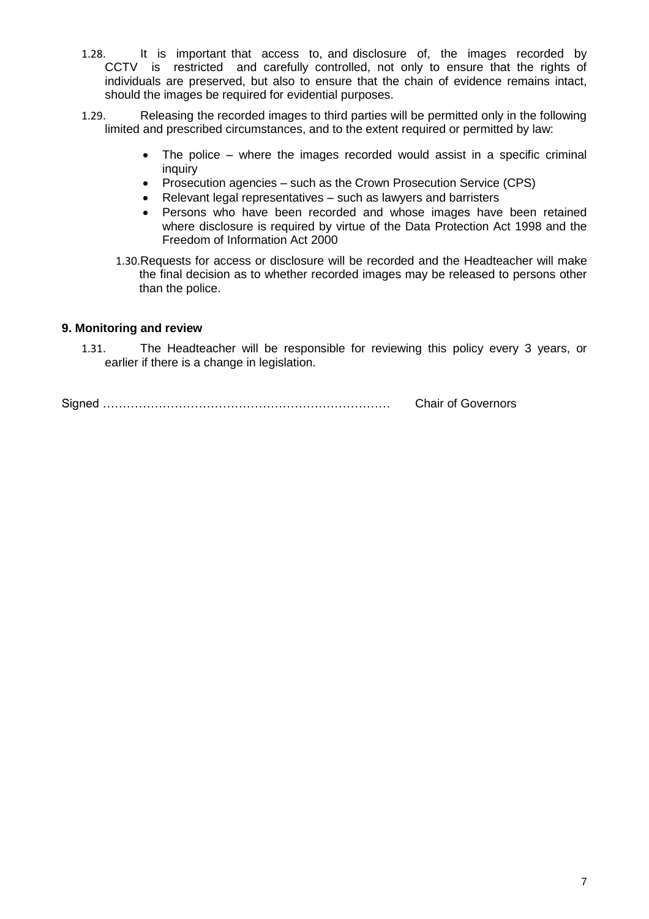1.28. It is important that access to, and disclosure of, the images recorded by CCTV is restricted and carefully controlled, not only to ensure that the rights of individuals are preserved, but also to ensure that the chain of evidence remains intact, should the images be required for evidential purposes.

1.29. Releasing the recorded images to third parties will be permitted only in the following limited and prescribed circumstances, and to the extent required or permitted by law:

- The police – where the images recorded would assist in a specific criminal inquiry
- Prosecution agencies – such as the Crown Prosecution Service (CPS)
- Relevant legal representatives – such as lawyers and barristers
- Persons who have been recorded and whose images have been retained where disclosure is required by virtue of the Data Protection Act 1998 and the Freedom of Information Act 2000

1.30. Requests for access or disclosure will be recorded and the Headteacher will make the final decision as to whether recorded images may be released to persons other than the police.

**9. Monitoring and review**

1.31. The Headteacher will be responsible for reviewing this policy every 3 years, or earlier if there is a change in legislation.

Signed ……………………………………………………………… Chair of Governors